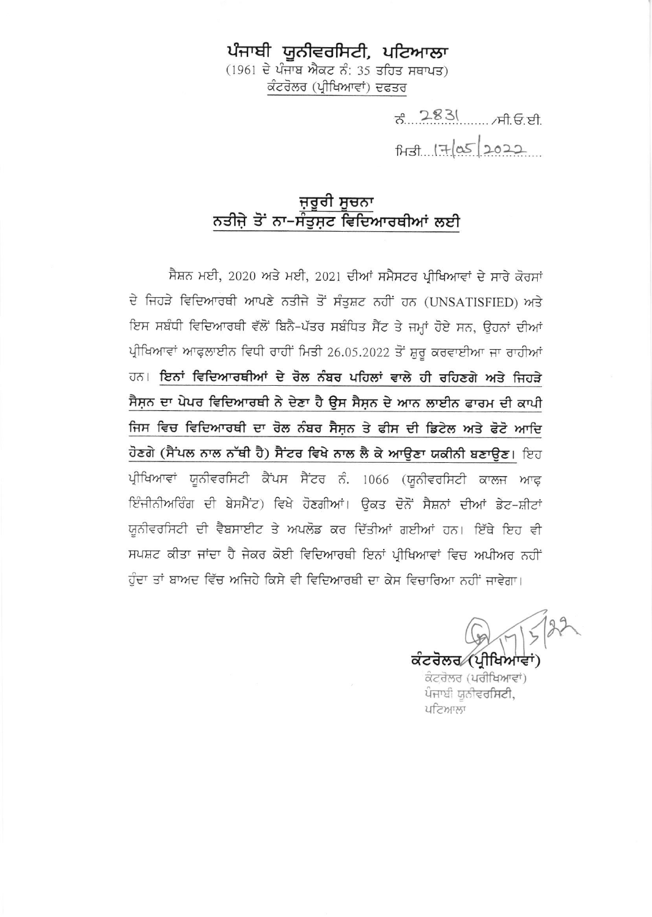# ਪੰਜਾਬੀ ਯੂਨੀਵਰਸਿਟੀ, ਪਟਿਆਲਾ

(1961 ਦੇ ਪੰਜਾਬ ਐਕਟ ਨੰ: 35 ਤਹਿਤ ਸਥਾਪਤ)

ਕੰਟਰੋਲਰ (ਪ੍ਰੀਖਿਆਵਾਂ) ਦਫਤਰ

ਨੰ. 2831 /ਸੀ.ਓ.ਈ.

ਮਿਤੀ 17/05/2022

## ਜ਼ਰੂਰੀ ਸੂਚਨਾ
## ਨਤੀਜ਼ੇ ਤੋਂ ਨਾ-ਸੰਤੁਸ਼ਟ ਵਿਦਿਆਰਥੀਆਂ ਲਈ

ਸੈਸ਼ਨ ਮਈ, 2020 ਅਤੇ ਮਈ, 2021 ਦੀਆਂ ਸਮੈਸਟਰ ਪ੍ਰੀਖਿਆਵਾਂ ਦੇ ਸਾਰੇ ਕੋਰਸਾਂ ਦੇ ਜਿਹੜੇ ਵਿਦਿਆਰਥੀ ਆਪਣੇ ਨਤੀਜੇ ਤੋਂ ਸੰਤੁਸ਼ਟ ਨਹੀਂ ਹਨ (UNSATISFIED) ਅਤੇ ਇਸ ਸਬੰਧੀ ਵਿਦਿਆਰਥੀ ਵੱਲੋਂ ਬਿਨੈ-ਪੱਤਰ ਸਬੰਧਿਤ ਸੈੱਟ ਤੇ ਜਮ੍ਹਾਂ ਹੋਏ ਸਨ, ਉਹਨਾਂ ਦੀਆਂ ਪ੍ਰੀਖਿਆਵਾਂ ਆਫ਼ਲਾਈਨ ਵਿਧੀ ਰਾਹੀਂ ਮਿਤੀ 26.05.2022 ਤੋਂ ਸ਼ੁਰੂ ਕਰਵਾਈਆ ਜਾ ਰਹੀਆਂ ਹਨ। **ਇਨਾਂ ਵਿਦਿਆਰਥੀਆਂ ਦੇ ਰੋਲ ਨੰਬਰ ਪਹਿਲਾਂ ਵਾਲੇ ਹੀ ਰਹਿਣਗੇ ਅਤੇ ਜਿਹੜੇ ਸੈਸ਼ਨ ਦਾ ਪੇਪਰ ਵਿਦਿਆਰਥੀ ਨੇ ਦੇਣਾ ਹੈ ਉਸ ਸੈਸ਼ਨ ਦੇ ਆਨ ਲਾਈਨ ਫਾਰਮ ਦੀ ਕਾਪੀ ਜਿਸ ਵਿਚ ਵਿਦਿਆਰਥੀ ਦਾ ਰੋਲ ਨੰਬਰ ਸੈਸ਼ਨ ਤੇ ਫੀਸ ਦੀ ਡਿਟੇਲ ਅਤੇ ਫੋਟੋ ਆਦਿ ਹੋਣਗੇ (ਸੈਂਪਲ ਨਾਲ ਨੱਥੀ ਹੈ) ਸੈਂਟਰ ਵਿਖੇ ਨਾਲ ਲੈ ਕੇ ਆਉਣਾ ਯਕੀਨੀ ਬਣਾਉਣ।** ਇਹ ਪ੍ਰੀਖਿਆਵਾਂ ਯੂਨੀਵਰਸਿਟੀ ਕੈਂਪਸ ਸੈਂਟਰ ਨੰ. 1066 (ਯੂਨੀਵਰਸਿਟੀ ਕਾਲਜ ਆਫ਼ ਇੰਜੀਨੀਅਰਿੰਗ ਦੀ ਬੇਸਮੈਂਟ) ਵਿਖੇ ਹੋਣਗੀਆਂ। ਉਕਤ ਦੋਨੋਂ ਸੈਸ਼ਨਾਂ ਦੀਆਂ ਡੇਟ-ਸ਼ੀਟਾਂ ਯੂਨੀਵਰਸਿਟੀ ਦੀ ਵੈਬਸਾਈਟ ਤੇ ਅਪਲੋਡ ਕਰ ਦਿੱਤੀਆਂ ਗਈਆਂ ਹਨ। ਇੱਥੇ ਇਹ ਵੀ ਸਪਸ਼ਟ ਕੀਤਾ ਜਾਂਦਾ ਹੈ ਜੇਕਰ ਕੋਈ ਵਿਦਿਆਰਥੀ ਇਨਾਂ ਪ੍ਰੀਖਿਆਵਾਂ ਵਿਚ ਅਪੀਅਰ ਨਹੀਂ ਹੁੰਦਾ ਤਾਂ ਬਾਅਦ ਵਿੱਚ ਅਜਿਹੇ ਕਿਸੇ ਵੀ ਵਿਦਿਆਰਥੀ ਦਾ ਕੇਸ ਵਿਚਾਰਿਆ ਨਹੀਂ ਜਾਵੇਗਾ।

17/5/22

ਕੰਟਰੋਲਰ (ਪ੍ਰੀਖਿਆਵਾਂ)

ਕੰਟਰੋਲਰ (ਪਰੀਖਿਆਵਾਂ)
ਪੰਜਾਬੀ ਯੂਨੀਵਰਸਿਟੀ,
ਪਟਿਆਲਾ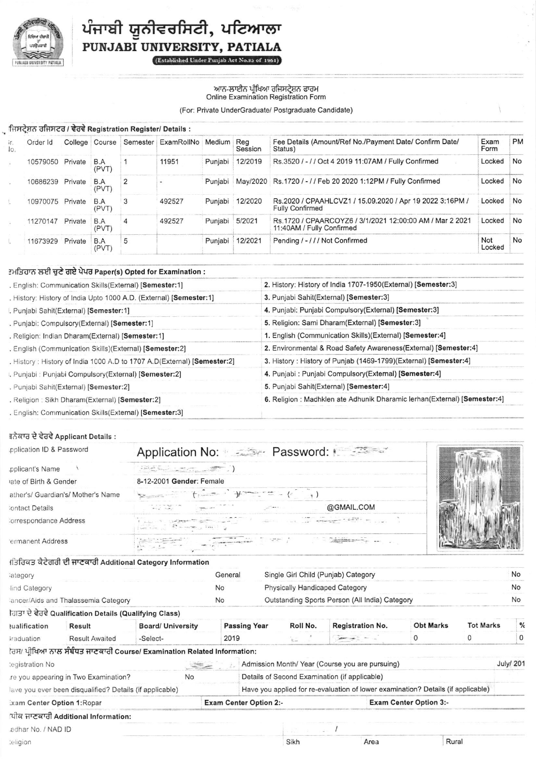# ਪੰਜਾਬੀ ਯੂਨੀਵਰਸਿਟੀ, ਪਟਿਆਲਾ
# PUNJABI UNIVERSITY, PATIALA

(Established Under Punjab Act No.35 of 1961)

ਆਨ-ਲਾਈਨ ਪ੍ਰੀਖਿਆ ਰਜਿਸਟ੍ਰੇਸ਼ਨ ਫਾਰਮ
Online Examination Registration Form

(For: Private UnderGraduate/ Postgraduate Candidate)

## ਰਜਿਸਟ੍ਰੇਸ਼ਨ ਰਜਿਸਟਰ / ਵੇਰਵੇ Registration Register/ Details :

| Sr. No. | Order Id | College | Course | Semester | ExamRollNo | Medium | Reg Session | Fee Details (Amount/Ref No./Payment Date/ Confirm Date/ Status) | Exam Form | PM |
|---|---|---|---|---|---|---|---|---|---|---|
| | 10579050 | Private | B.A (PVT) | 1 | 11951 | Punjabi | 12/2019 | Rs.3520 / - / / Oct 4 2019 11:07AM / Fully Confirmed | Locked | No |
| | 10686239 | Private | B.A (PVT) | 2 | - | Punjabi | May/2020 | Rs.1720 / - / / Feb 20 2020 1:12PM / Fully Confirmed | Locked | No |
| | 10970075 | Private | B.A (PVT) | 3 | 492527 | Punjabi | 12/2020 | Rs.2020 / CPAAHLCVZ1 / 15.09.2020 / Apr 19 2022 3:16PM / Fully Confirmed | Locked | No |
| | 11270147 | Private | B.A (PVT) | 4 | 492527 | Punjabi | 5/2021 | Rs.1720 / CPAARCOYZ6 / 3/1/2021 12:00:00 AM / Mar 2 2021 11:40AM / Fully Confirmed | Locked | No |
| | 11673929 | Private | B.A (PVT) | 5 | | Punjabi | 12/2021 | Pending / - / / / Not Confirmed | Not Locked | No |

## ਇਮਤਿਹਾਨ ਲਈ ਚੁਣੇ ਗਏ ਪੇਪਰ Paper(s) Opted for Examination :

| | |
|---|---|
| . English: Communication Skills(External) [Semester:1] | 2. History: History of India 1707-1950(External) [Semester:3] |
| . History: History of India Upto 1000 A.D. (External) [Semester:1] | 3. Punjabi Sahit(External) [Semester:3] |
| . Punjabi Sahit(External) [Semester:1] | 4. Punjabi: Punjabi Compulsory(External) [Semester:3] |
| . Punjabi: Compulsory(External) [Semester:1] | 5. Religion: Sami Dharam(External) [Semester:3] |
| . Religion: Indian Dharam(External) [Semester:1] | 1. English (Communication Skills)(External) [Semester:4] |
| . English (Communication Skills)(External) [Semester:2] | 2. Environmental & Road Safety Awareness(External) [Semester:4] |
| . History : History of India 1000 A.D to 1707 A.D(External) [Semester:2] | 3. History : History of Punjab (1469-1799)(External) [Semester:4] |
| . Punjabi : Punjabi Compulsory(External) [Semester:2] | 4. Punjabi : Punjabi Compulsory(External) [Semester:4] |
| . Punjabi Sahit(External) [Semester:2] | 5. Punjabi Sahit(External) [Semester:4] |
| . Religion : Sikh Dharam(External) [Semester:2] | 6. Religion : Madhklen ate Adhunik Dharamic lerhan(External) [Semester:4] |
| . English: Communication Skills(External) [Semester:3] | |

## ਉਮੀਦਵਾਰ ਦੇ ਵੇਰਵੇ Applicant Details :

| | |
|---|---|
| Application ID & Password | Application No: Password: |
| Applicant's Name | |
| Date of Birth & Gender | 8-12-2001 Gender: Female |
| Father's/ Guardian's/ Mother's Name | |
| Contact Details | @GMAIL.COM |
| Correspondance Address | |
| Permanent Address | |

## ਅਤਿਰਿਕਤ ਕੈਟੇਗਰੀ ਦੀ ਜਾਣਕਾਰੀ Additional Category Information

| | | | |
|---|---|---|---|
| Category | General | Single Girl Child (Punjab) Category | No |
| Blind Category | No | Physically Handicaped Category | No |
| Cancer/Aids and Thalassemia Category | No | Outstanding Sports Person (All India) Category | No |

## ਯੋਗਤਾ ਦੇ ਵੇਰਵੇ Qualification Details (Qualifying Class)

| Qualification | Result | Board/ University | Passing Year | Roll No. | Registration No. | Obt Marks | Tot Marks | % |
|---|---|---|---|---|---|---|---|---|
| Graduation | Result Awaited | -Select- | 2019 | | | 0 | 0 | 0 |

## ਕੋਰਸ/ ਪ੍ਰੀਖਿਆ ਨਾਲ ਸੰਬੰਧਤ ਜਾਣਕਾਰੀ Course/ Examination Related Information:

| | | | |
|---|---|---|---|
| Registration No | | Admission Month/ Year (Course you are pursuing) | July/ 201 |
| Are you appearing in Two Examination? | No | Details of Second Examination (if applicable) | |
| Have you ever been disqualified? Details (if applicable) | | Have you applied for re-evaluation of lower examination? Details (if applicable) | |

Exam Center Option 1:Ropar | Exam Center Option 2:- | Exam Center Option 3:-

## ਅਧਿਕ ਜਾਣਕਾਰੀ Additional Information:

| | | | |
|---|---|---|---|
| Aadhar No. / NAD ID | / | | |
| Religion | Sikh | Area | Rural |